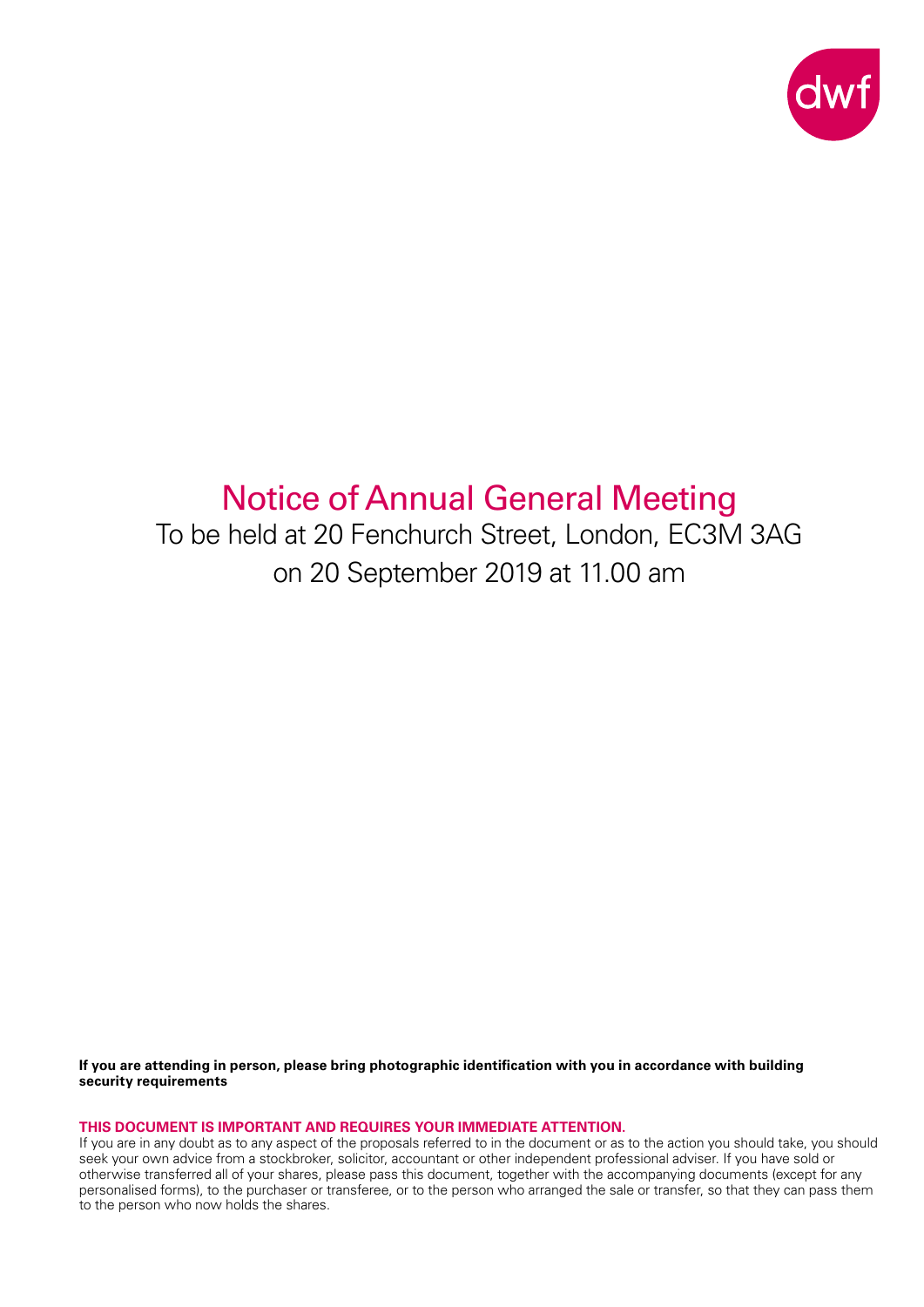dwf

# Notice of Annual General Meeting

To be held at 20 Fenchurch Street, London, EC3M 3AG
on 20 September 2019 at 11.00 am

**If you are attending in person, please bring photographic identification with you in accordance with building security requirements**

**THIS DOCUMENT IS IMPORTANT AND REQUIRES YOUR IMMEDIATE ATTENTION.**

If you are in any doubt as to any aspect of the proposals referred to in the document or as to the action you should take, you should seek your own advice from a stockbroker, solicitor, accountant or other independent professional adviser. If you have sold or otherwise transferred all of your shares, please pass this document, together with the accompanying documents (except for any personalised forms), to the purchaser or transferee, or to the person who arranged the sale or transfer, so that they can pass them to the person who now holds the shares.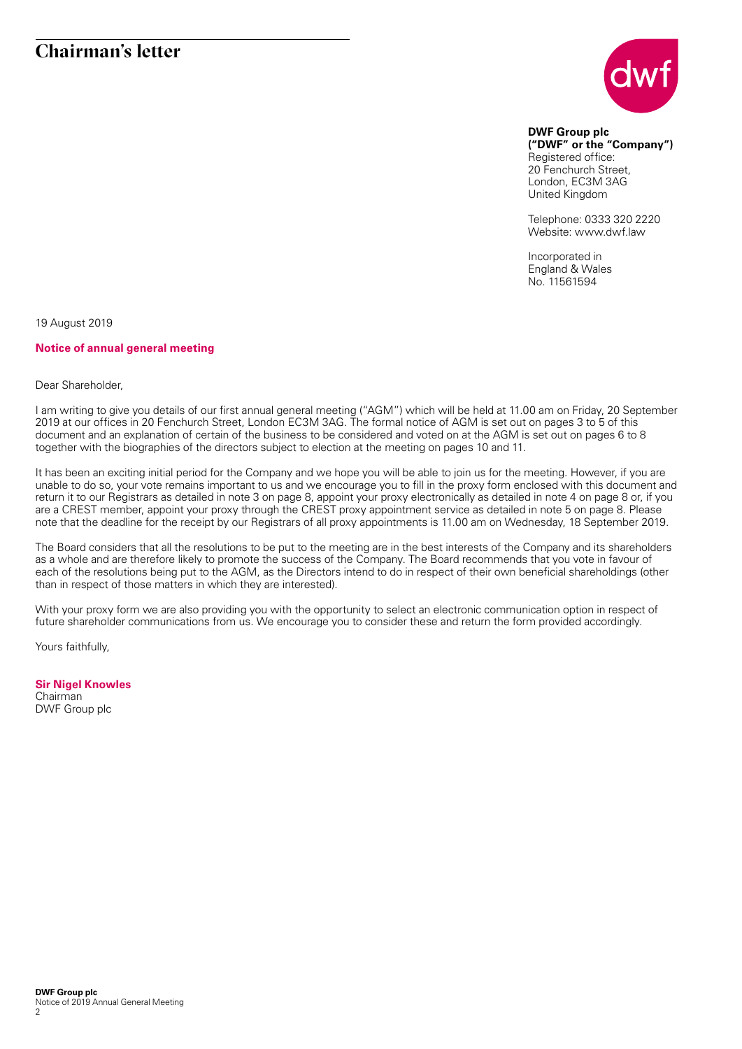# Chairman's letter

**DWF Group plc**
**("DWF" or the "Company")**
Registered office:
20 Fenchurch Street,
London, EC3M 3AG
United Kingdom

Telephone: 0333 320 2220
Website: www.dwf.law

Incorporated in
England & Wales
No. 11561594

19 August 2019

**Notice of annual general meeting**

Dear Shareholder,

I am writing to give you details of our first annual general meeting ("AGM") which will be held at 11.00 am on Friday, 20 September 2019 at our offices in 20 Fenchurch Street, London EC3M 3AG. The formal notice of AGM is set out on pages 3 to 5 of this document and an explanation of certain of the business to be considered and voted on at the AGM is set out on pages 6 to 8 together with the biographies of the directors subject to election at the meeting on pages 10 and 11.

It has been an exciting initial period for the Company and we hope you will be able to join us for the meeting. However, if you are unable to do so, your vote remains important to us and we encourage you to fill in the proxy form enclosed with this document and return it to our Registrars as detailed in note 3 on page 8, appoint your proxy electronically as detailed in note 4 on page 8 or, if you are a CREST member, appoint your proxy through the CREST proxy appointment service as detailed in note 5 on page 8. Please note that the deadline for the receipt by our Registrars of all proxy appointments is 11.00 am on Wednesday, 18 September 2019.

The Board considers that all the resolutions to be put to the meeting are in the best interests of the Company and its shareholders as a whole and are therefore likely to promote the success of the Company. The Board recommends that you vote in favour of each of the resolutions being put to the AGM, as the Directors intend to do in respect of their own beneficial shareholdings (other than in respect of those matters in which they are interested).

With your proxy form we are also providing you with the opportunity to select an electronic communication option in respect of future shareholder communications from us. We encourage you to consider these and return the form provided accordingly.

Yours faithfully,

**Sir Nigel Knowles**
Chairman
DWF Group plc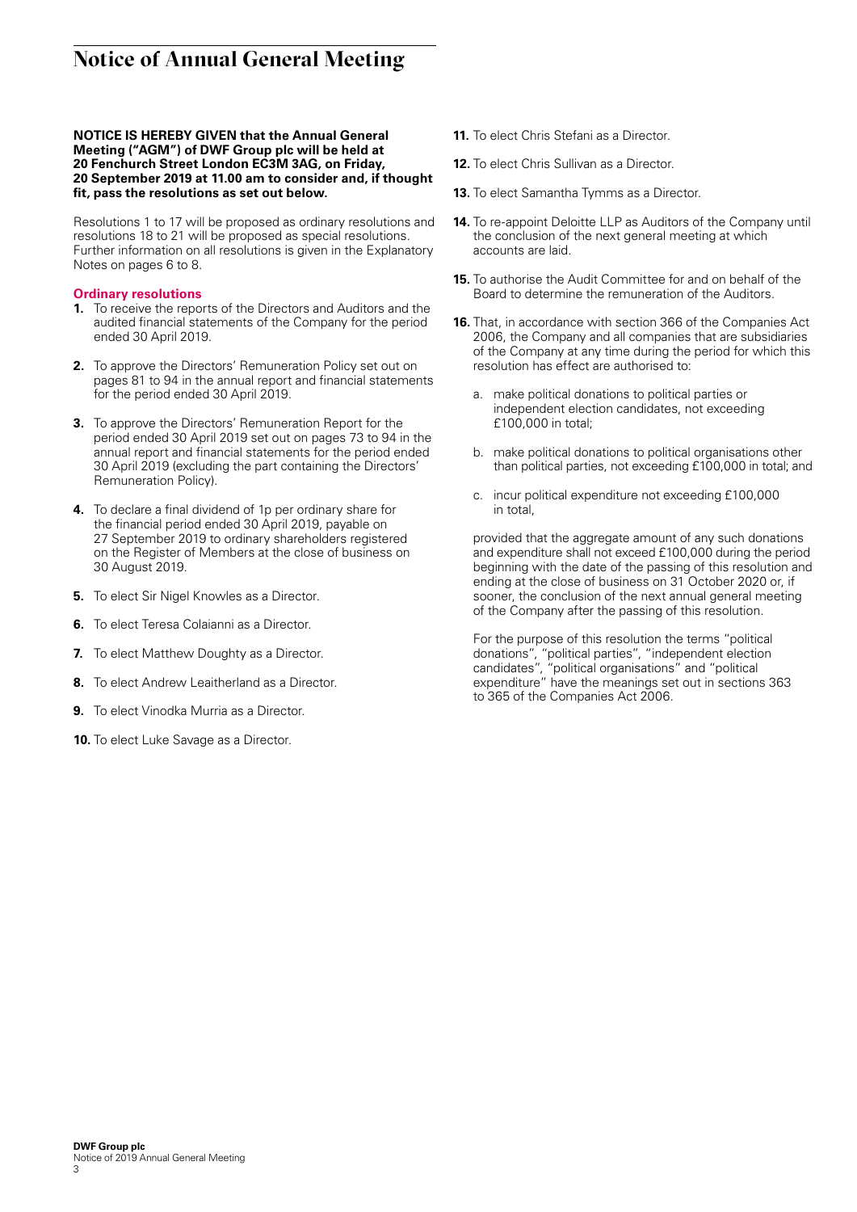# Notice of Annual General Meeting

**NOTICE IS HEREBY GIVEN that the Annual General Meeting ("AGM") of DWF Group plc will be held at 20 Fenchurch Street London EC3M 3AG, on Friday, 20 September 2019 at 11.00 am to consider and, if thought fit, pass the resolutions as set out below.**

Resolutions 1 to 17 will be proposed as ordinary resolutions and resolutions 18 to 21 will be proposed as special resolutions. Further information on all resolutions is given in the Explanatory Notes on pages 6 to 8.

### Ordinary resolutions

1. To receive the reports of the Directors and Auditors and the audited financial statements of the Company for the period ended 30 April 2019.
2. To approve the Directors' Remuneration Policy set out on pages 81 to 94 in the annual report and financial statements for the period ended 30 April 2019.
3. To approve the Directors' Remuneration Report for the period ended 30 April 2019 set out on pages 73 to 94 in the annual report and financial statements for the period ended 30 April 2019 (excluding the part containing the Directors' Remuneration Policy).
4. To declare a final dividend of 1p per ordinary share for the financial period ended 30 April 2019, payable on 27 September 2019 to ordinary shareholders registered on the Register of Members at the close of business on 30 August 2019.
5. To elect Sir Nigel Knowles as a Director.
6. To elect Teresa Colaianni as a Director.
7. To elect Matthew Doughty as a Director.
8. To elect Andrew Leaitherland as a Director.
9. To elect Vinodka Murria as a Director.
10. To elect Luke Savage as a Director.
11. To elect Chris Stefani as a Director.
12. To elect Chris Sullivan as a Director.
13. To elect Samantha Tymms as a Director.
14. To re-appoint Deloitte LLP as Auditors of the Company until the conclusion of the next general meeting at which accounts are laid.
15. To authorise the Audit Committee for and on behalf of the Board to determine the remuneration of the Auditors.
16. That, in accordance with section 366 of the Companies Act 2006, the Company and all companies that are subsidiaries of the Company at any time during the period for which this resolution has effect are authorised to:

    a. make political donations to political parties or independent election candidates, not exceeding £100,000 in total;

    b. make political donations to political organisations other than political parties, not exceeding £100,000 in total; and

    c. incur political expenditure not exceeding £100,000 in total,

    provided that the aggregate amount of any such donations and expenditure shall not exceed £100,000 during the period beginning with the date of the passing of this resolution and ending at the close of business on 31 October 2020 or, if sooner, the conclusion of the next annual general meeting of the Company after the passing of this resolution.

    For the purpose of this resolution the terms "political donations", "political parties", "independent election candidates", "political organisations" and "political expenditure" have the meanings set out in sections 363 to 365 of the Companies Act 2006.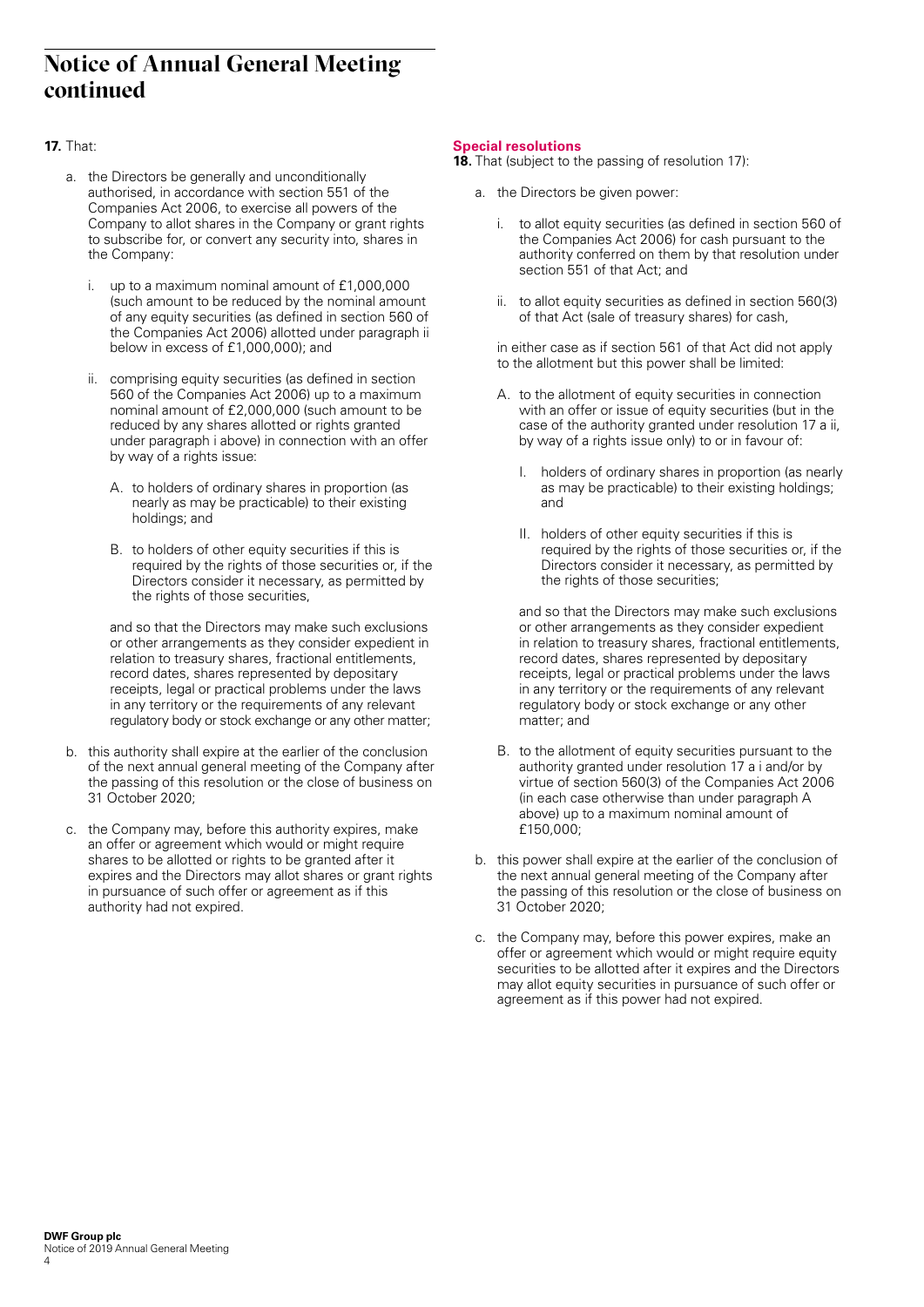# Notice of Annual General Meeting continued

**17.** That:

a. the Directors be generally and unconditionally authorised, in accordance with section 551 of the Companies Act 2006, to exercise all powers of the Company to allot shares in the Company or grant rights to subscribe for, or convert any security into, shares in the Company:

   i. up to a maximum nominal amount of £1,000,000 (such amount to be reduced by the nominal amount of any equity securities (as defined in section 560 of the Companies Act 2006) allotted under paragraph ii below in excess of £1,000,000); and

   ii. comprising equity securities (as defined in section 560 of the Companies Act 2006) up to a maximum nominal amount of £2,000,000 (such amount to be reduced by any shares allotted or rights granted under paragraph i above) in connection with an offer by way of a rights issue:

      A. to holders of ordinary shares in proportion (as nearly as may be practicable) to their existing holdings; and

      B. to holders of other equity securities if this is required by the rights of those securities or, if the Directors consider it necessary, as permitted by the rights of those securities,

   and so that the Directors may make such exclusions or other arrangements as they consider expedient in relation to treasury shares, fractional entitlements, record dates, shares represented by depositary receipts, legal or practical problems under the laws in any territory or the requirements of any relevant regulatory body or stock exchange or any other matter;

b. this authority shall expire at the earlier of the conclusion of the next annual general meeting of the Company after the passing of this resolution or the close of business on 31 October 2020;

c. the Company may, before this authority expires, make an offer or agreement which would or might require shares to be allotted or rights to be granted after it expires and the Directors may allot shares or grant rights in pursuance of such offer or agreement as if this authority had not expired.

## Special resolutions

**18.** That (subject to the passing of resolution 17):

a. the Directors be given power:

   i. to allot equity securities (as defined in section 560 of the Companies Act 2006) for cash pursuant to the authority conferred on them by that resolution under section 551 of that Act; and

   ii. to allot equity securities as defined in section 560(3) of that Act (sale of treasury shares) for cash,

   in either case as if section 561 of that Act did not apply to the allotment but this power shall be limited:

   A. to the allotment of equity securities in connection with an offer or issue of equity securities (but in the case of the authority granted under resolution 17 a ii, by way of a rights issue only) to or in favour of:

      I. holders of ordinary shares in proportion (as nearly as may be practicable) to their existing holdings; and

      II. holders of other equity securities if this is required by the rights of those securities or, if the Directors consider it necessary, as permitted by the rights of those securities;

   and so that the Directors may make such exclusions or other arrangements as they consider expedient in relation to treasury shares, fractional entitlements, record dates, shares represented by depositary receipts, legal or practical problems under the laws in any territory or the requirements of any relevant regulatory body or stock exchange or any other matter; and

   B. to the allotment of equity securities pursuant to the authority granted under resolution 17 a i and/or by virtue of section 560(3) of the Companies Act 2006 (in each case otherwise than under paragraph A above) up to a maximum nominal amount of £150,000;

b. this power shall expire at the earlier of the conclusion of the next annual general meeting of the Company after the passing of this resolution or the close of business on 31 October 2020;

c. the Company may, before this power expires, make an offer or agreement which would or might require equity securities to be allotted after it expires and the Directors may allot equity securities in pursuance of such offer or agreement as if this power had not expired.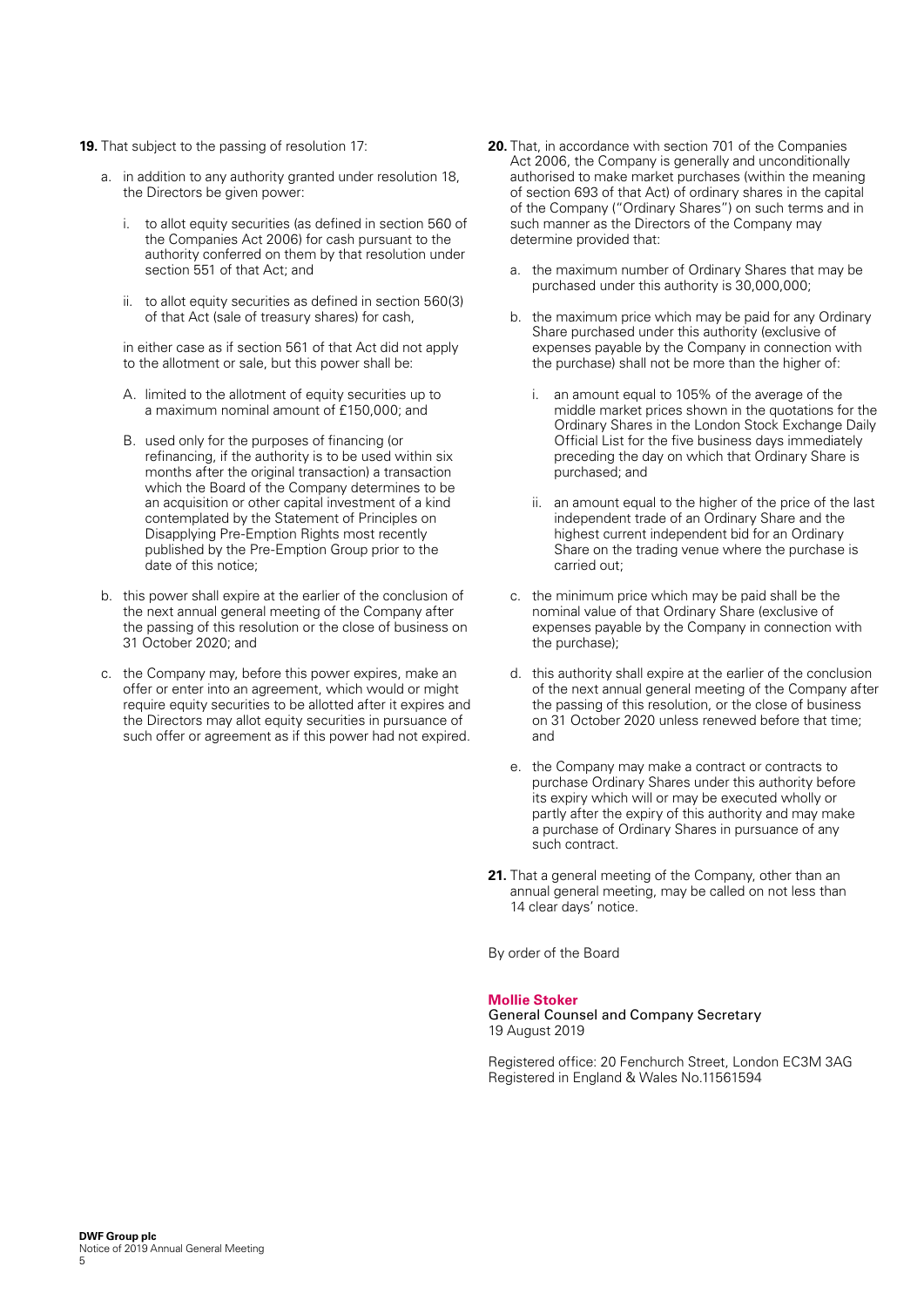**19.** That subject to the passing of resolution 17:

a. in addition to any authority granted under resolution 18, the Directors be given power:

   i. to allot equity securities (as defined in section 560 of the Companies Act 2006) for cash pursuant to the authority conferred on them by that resolution under section 551 of that Act; and

   ii. to allot equity securities as defined in section 560(3) of that Act (sale of treasury shares) for cash,

   in either case as if section 561 of that Act did not apply to the allotment or sale, but this power shall be:

   A. limited to the allotment of equity securities up to a maximum nominal amount of £150,000; and

   B. used only for the purposes of financing (or refinancing, if the authority is to be used within six months after the original transaction) a transaction which the Board of the Company determines to be an acquisition or other capital investment of a kind contemplated by the Statement of Principles on Disapplying Pre-Emption Rights most recently published by the Pre-Emption Group prior to the date of this notice;

b. this power shall expire at the earlier of the conclusion of the next annual general meeting of the Company after the passing of this resolution or the close of business on 31 October 2020; and

c. the Company may, before this power expires, make an offer or enter into an agreement, which would or might require equity securities to be allotted after it expires and the Directors may allot equity securities in pursuance of such offer or agreement as if this power had not expired.

**20.** That, in accordance with section 701 of the Companies Act 2006, the Company is generally and unconditionally authorised to make market purchases (within the meaning of section 693 of that Act) of ordinary shares in the capital of the Company ("Ordinary Shares") on such terms and in such manner as the Directors of the Company may determine provided that:

a. the maximum number of Ordinary Shares that may be purchased under this authority is 30,000,000;

b. the maximum price which may be paid for any Ordinary Share purchased under this authority (exclusive of expenses payable by the Company in connection with the purchase) shall not be more than the higher of:

   i. an amount equal to 105% of the average of the middle market prices shown in the quotations for the Ordinary Shares in the London Stock Exchange Daily Official List for the five business days immediately preceding the day on which that Ordinary Share is purchased; and

   ii. an amount equal to the higher of the price of the last independent trade of an Ordinary Share and the highest current independent bid for an Ordinary Share on the trading venue where the purchase is carried out;

c. the minimum price which may be paid shall be the nominal value of that Ordinary Share (exclusive of expenses payable by the Company in connection with the purchase);

d. this authority shall expire at the earlier of the conclusion of the next annual general meeting of the Company after the passing of this resolution, or the close of business on 31 October 2020 unless renewed before that time; and

e. the Company may make a contract or contracts to purchase Ordinary Shares under this authority before its expiry which will or may be executed wholly or partly after the expiry of this authority and may make a purchase of Ordinary Shares in pursuance of any such contract.

**21.** That a general meeting of the Company, other than an annual general meeting, may be called on not less than 14 clear days' notice.

By order of the Board

**Mollie Stoker**
General Counsel and Company Secretary
19 August 2019

Registered office: 20 Fenchurch Street, London EC3M 3AG
Registered in England & Wales No.11561594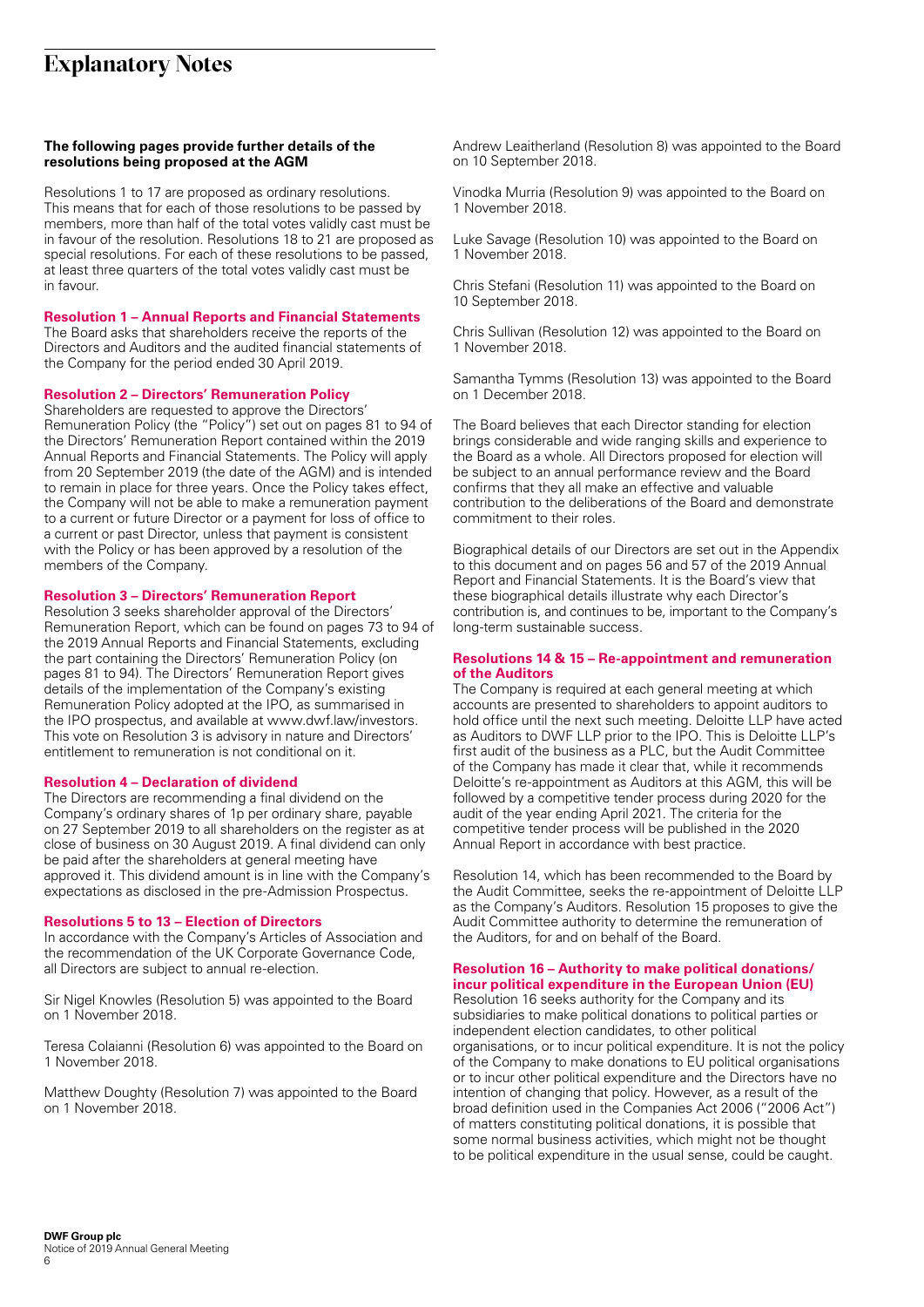# Explanatory Notes

**The following pages provide further details of the resolutions being proposed at the AGM**

Resolutions 1 to 17 are proposed as ordinary resolutions. This means that for each of those resolutions to be passed by members, more than half of the total votes validly cast must be in favour of the resolution. Resolutions 18 to 21 are proposed as special resolutions. For each of these resolutions to be passed, at least three quarters of the total votes validly cast must be in favour.

### Resolution 1 – Annual Reports and Financial Statements

The Board asks that shareholders receive the reports of the Directors and Auditors and the audited financial statements of the Company for the period ended 30 April 2019.

### Resolution 2 – Directors' Remuneration Policy

Shareholders are requested to approve the Directors' Remuneration Policy (the "Policy") set out on pages 81 to 94 of the Directors' Remuneration Report contained within the 2019 Annual Reports and Financial Statements. The Policy will apply from 20 September 2019 (the date of the AGM) and is intended to remain in place for three years. Once the Policy takes effect, the Company will not be able to make a remuneration payment to a current or future Director or a payment for loss of office to a current or past Director, unless that payment is consistent with the Policy or has been approved by a resolution of the members of the Company.

### Resolution 3 – Directors' Remuneration Report

Resolution 3 seeks shareholder approval of the Directors' Remuneration Report, which can be found on pages 73 to 94 of the 2019 Annual Reports and Financial Statements, excluding the part containing the Directors' Remuneration Policy (on pages 81 to 94). The Directors' Remuneration Report gives details of the implementation of the Company's existing Remuneration Policy adopted at the IPO, as summarised in the IPO prospectus, and available at www.dwf.law/investors. This vote on Resolution 3 is advisory in nature and Directors' entitlement to remuneration is not conditional on it.

### Resolution 4 – Declaration of dividend

The Directors are recommending a final dividend on the Company's ordinary shares of 1p per ordinary share, payable on 27 September 2019 to all shareholders on the register as at close of business on 30 August 2019. A final dividend can only be paid after the shareholders at general meeting have approved it. This dividend amount is in line with the Company's expectations as disclosed in the pre-Admission Prospectus.

### Resolutions 5 to 13 – Election of Directors

In accordance with the Company's Articles of Association and the recommendation of the UK Corporate Governance Code, all Directors are subject to annual re-election.

Sir Nigel Knowles (Resolution 5) was appointed to the Board on 1 November 2018.

Teresa Colaianni (Resolution 6) was appointed to the Board on 1 November 2018.

Matthew Doughty (Resolution 7) was appointed to the Board on 1 November 2018.

Andrew Leaitherland (Resolution 8) was appointed to the Board on 10 September 2018.

Vinodka Murria (Resolution 9) was appointed to the Board on 1 November 2018.

Luke Savage (Resolution 10) was appointed to the Board on 1 November 2018.

Chris Stefani (Resolution 11) was appointed to the Board on 10 September 2018.

Chris Sullivan (Resolution 12) was appointed to the Board on 1 November 2018.

Samantha Tymms (Resolution 13) was appointed to the Board on 1 December 2018.

The Board believes that each Director standing for election brings considerable and wide ranging skills and experience to the Board as a whole. All Directors proposed for election will be subject to an annual performance review and the Board confirms that they all make an effective and valuable contribution to the deliberations of the Board and demonstrate commitment to their roles.

Biographical details of our Directors are set out in the Appendix to this document and on pages 56 and 57 of the 2019 Annual Report and Financial Statements. It is the Board's view that these biographical details illustrate why each Director's contribution is, and continues to be, important to the Company's long-term sustainable success.

### Resolutions 14 & 15 – Re-appointment and remuneration of the Auditors

The Company is required at each general meeting at which accounts are presented to shareholders to appoint auditors to hold office until the next such meeting. Deloitte LLP have acted as Auditors to DWF LLP prior to the IPO. This is Deloitte LLP's first audit of the business as a PLC, but the Audit Committee of the Company has made it clear that, while it recommends Deloitte's re-appointment as Auditors at this AGM, this will be followed by a competitive tender process during 2020 for the audit of the year ending April 2021. The criteria for the competitive tender process will be published in the 2020 Annual Report in accordance with best practice.

Resolution 14, which has been recommended to the Board by the Audit Committee, seeks the re-appointment of Deloitte LLP as the Company's Auditors. Resolution 15 proposes to give the Audit Committee authority to determine the remuneration of the Auditors, for and on behalf of the Board.

### Resolution 16 – Authority to make political donations/ incur political expenditure in the European Union (EU)

Resolution 16 seeks authority for the Company and its subsidiaries to make political donations to political parties or independent election candidates, to other political organisations, or to incur political expenditure. It is not the policy of the Company to make donations to EU political organisations or to incur other political expenditure and the Directors have no intention of changing that policy. However, as a result of the broad definition used in the Companies Act 2006 ("2006 Act") of matters constituting political donations, it is possible that some normal business activities, which might not be thought to be political expenditure in the usual sense, could be caught.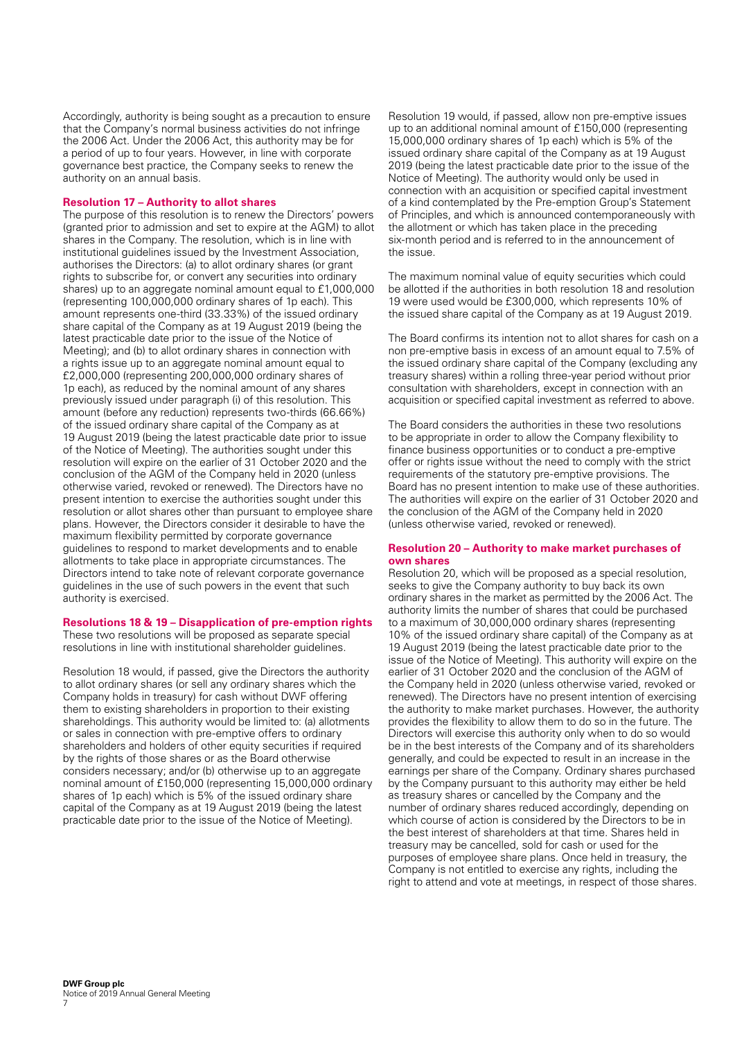Accordingly, authority is being sought as a precaution to ensure that the Company's normal business activities do not infringe the 2006 Act. Under the 2006 Act, this authority may be for a period of up to four years. However, in line with corporate governance best practice, the Company seeks to renew the authority on an annual basis.

**Resolution 17 – Authority to allot shares**

The purpose of this resolution is to renew the Directors' powers (granted prior to admission and set to expire at the AGM) to allot shares in the Company. The resolution, which is in line with institutional guidelines issued by the Investment Association, authorises the Directors: (a) to allot ordinary shares (or grant rights to subscribe for, or convert any securities into ordinary shares) up to an aggregate nominal amount equal to £1,000,000 (representing 100,000,000 ordinary shares of 1p each). This amount represents one-third (33.33%) of the issued ordinary share capital of the Company as at 19 August 2019 (being the latest practicable date prior to the issue of the Notice of Meeting); and (b) to allot ordinary shares in connection with a rights issue up to an aggregate nominal amount equal to £2,000,000 (representing 200,000,000 ordinary shares of 1p each), as reduced by the nominal amount of any shares previously issued under paragraph (i) of this resolution. This amount (before any reduction) represents two-thirds (66.66%) of the issued ordinary share capital of the Company as at 19 August 2019 (being the latest practicable date prior to issue of the Notice of Meeting). The authorities sought under this resolution will expire on the earlier of 31 October 2020 and the conclusion of the AGM of the Company held in 2020 (unless otherwise varied, revoked or renewed). The Directors have no present intention to exercise the authorities sought under this resolution or allot shares other than pursuant to employee share plans. However, the Directors consider it desirable to have the maximum flexibility permitted by corporate governance guidelines to respond to market developments and to enable allotments to take place in appropriate circumstances. The Directors intend to take note of relevant corporate governance guidelines in the use of such powers in the event that such authority is exercised.

**Resolutions 18 & 19 – Disapplication of pre-emption rights**

These two resolutions will be proposed as separate special resolutions in line with institutional shareholder guidelines.

Resolution 18 would, if passed, give the Directors the authority to allot ordinary shares (or sell any ordinary shares which the Company holds in treasury) for cash without DWF offering them to existing shareholders in proportion to their existing shareholdings. This authority would be limited to: (a) allotments or sales in connection with pre-emptive offers to ordinary shareholders and holders of other equity securities if required by the rights of those shares or as the Board otherwise considers necessary; and/or (b) otherwise up to an aggregate nominal amount of £150,000 (representing 15,000,000 ordinary shares of 1p each) which is 5% of the issued ordinary share capital of the Company as at 19 August 2019 (being the latest practicable date prior to the issue of the Notice of Meeting).

Resolution 19 would, if passed, allow non pre-emptive issues up to an additional nominal amount of £150,000 (representing 15,000,000 ordinary shares of 1p each) which is 5% of the issued ordinary share capital of the Company as at 19 August 2019 (being the latest practicable date prior to the issue of the Notice of Meeting). The authority would only be used in connection with an acquisition or specified capital investment of a kind contemplated by the Pre-emption Group's Statement of Principles, and which is announced contemporaneously with the allotment or which has taken place in the preceding six-month period and is referred to in the announcement of the issue.

The maximum nominal value of equity securities which could be allotted if the authorities in both resolution 18 and resolution 19 were used would be £300,000, which represents 10% of the issued share capital of the Company as at 19 August 2019.

The Board confirms its intention not to allot shares for cash on a non pre-emptive basis in excess of an amount equal to 7.5% of the issued ordinary share capital of the Company (excluding any treasury shares) within a rolling three-year period without prior consultation with shareholders, except in connection with an acquisition or specified capital investment as referred to above.

The Board considers the authorities in these two resolutions to be appropriate in order to allow the Company flexibility to finance business opportunities or to conduct a pre-emptive offer or rights issue without the need to comply with the strict requirements of the statutory pre-emptive provisions. The Board has no present intention to make use of these authorities. The authorities will expire on the earlier of 31 October 2020 and the conclusion of the AGM of the Company held in 2020 (unless otherwise varied, revoked or renewed).

**Resolution 20 – Authority to make market purchases of own shares**

Resolution 20, which will be proposed as a special resolution, seeks to give the Company authority to buy back its own ordinary shares in the market as permitted by the 2006 Act. The authority limits the number of shares that could be purchased to a maximum of 30,000,000 ordinary shares (representing 10% of the issued ordinary share capital) of the Company as at 19 August 2019 (being the latest practicable date prior to the issue of the Notice of Meeting). This authority will expire on the earlier of 31 October 2020 and the conclusion of the AGM of the Company held in 2020 (unless otherwise varied, revoked or renewed). The Directors have no present intention of exercising the authority to make market purchases. However, the authority provides the flexibility to allow them to do so in the future. The Directors will exercise this authority only when to do so would be in the best interests of the Company and of its shareholders generally, and could be expected to result in an increase in the earnings per share of the Company. Ordinary shares purchased by the Company pursuant to this authority may either be held as treasury shares or cancelled by the Company and the number of ordinary shares reduced accordingly, depending on which course of action is considered by the Directors to be in the best interest of shareholders at that time. Shares held in treasury may be cancelled, sold for cash or used for the purposes of employee share plans. Once held in treasury, the Company is not entitled to exercise any rights, including the right to attend and vote at meetings, in respect of those shares.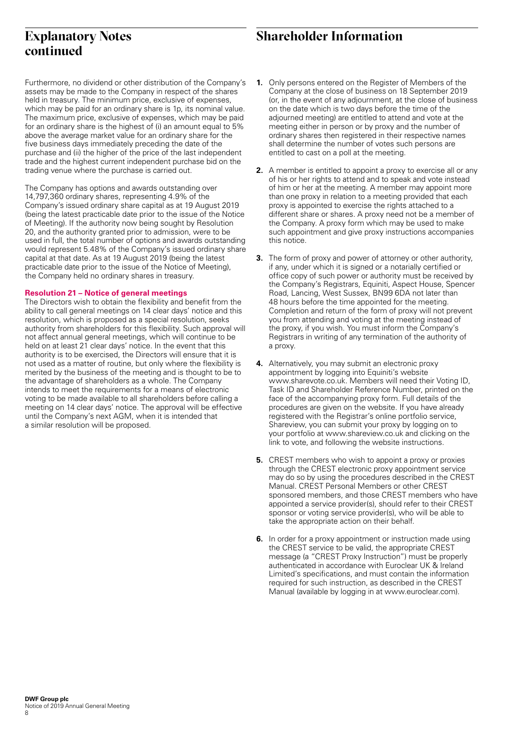# Explanatory Notes continued

Furthermore, no dividend or other distribution of the Company's assets may be made to the Company in respect of the shares held in treasury. The minimum price, exclusive of expenses, which may be paid for an ordinary share is 1p, its nominal value. The maximum price, exclusive of expenses, which may be paid for an ordinary share is the highest of (i) an amount equal to 5% above the average market value for an ordinary share for the five business days immediately preceding the date of the purchase and (ii) the higher of the price of the last independent trade and the highest current independent purchase bid on the trading venue where the purchase is carried out.

The Company has options and awards outstanding over 14,797,360 ordinary shares, representing 4.9% of the Company's issued ordinary share capital as at 19 August 2019 (being the latest practicable date prior to the issue of the Notice of Meeting). If the authority now being sought by Resolution 20, and the authority granted prior to admission, were to be used in full, the total number of options and awards outstanding would represent 5.48% of the Company's issued ordinary share capital at that date. As at 19 August 2019 (being the latest practicable date prior to the issue of the Notice of Meeting), the Company held no ordinary shares in treasury.

**Resolution 21 – Notice of general meetings**

The Directors wish to obtain the flexibility and benefit from the ability to call general meetings on 14 clear days' notice and this resolution, which is proposed as a special resolution, seeks authority from shareholders for this flexibility. Such approval will not affect annual general meetings, which will continue to be held on at least 21 clear days' notice. In the event that this authority is to be exercised, the Directors will ensure that it is not used as a matter of routine, but only where the flexibility is merited by the business of the meeting and is thought to be to the advantage of shareholders as a whole. The Company intends to meet the requirements for a means of electronic voting to be made available to all shareholders before calling a meeting on 14 clear days' notice. The approval will be effective until the Company's next AGM, when it is intended that a similar resolution will be proposed.

# Shareholder Information

1. Only persons entered on the Register of Members of the Company at the close of business on 18 September 2019 (or, in the event of any adjournment, at the close of business on the date which is two days before the time of the adjourned meeting) are entitled to attend and vote at the meeting either in person or by proxy and the number of ordinary shares then registered in their respective names shall determine the number of votes such persons are entitled to cast on a poll at the meeting.

2. A member is entitled to appoint a proxy to exercise all or any of his or her rights to attend and to speak and vote instead of him or her at the meeting. A member may appoint more than one proxy in relation to a meeting provided that each proxy is appointed to exercise the rights attached to a different share or shares. A proxy need not be a member of the Company. A proxy form which may be used to make such appointment and give proxy instructions accompanies this notice.

3. The form of proxy and power of attorney or other authority, if any, under which it is signed or a notarially certified or office copy of such power or authority must be received by the Company's Registrars, Equiniti, Aspect House, Spencer Road, Lancing, West Sussex, BN99 6DA not later than 48 hours before the time appointed for the meeting. Completion and return of the form of proxy will not prevent you from attending and voting at the meeting instead of the proxy, if you wish. You must inform the Company's Registrars in writing of any termination of the authority of a proxy.

4. Alternatively, you may submit an electronic proxy appointment by logging into Equiniti's website www.sharevote.co.uk. Members will need their Voting ID, Task ID and Shareholder Reference Number, printed on the face of the accompanying proxy form. Full details of the procedures are given on the website. If you have already registered with the Registrar's online portfolio service, Shareview, you can submit your proxy by logging on to your portfolio at www.shareview.co.uk and clicking on the link to vote, and following the website instructions.

5. CREST members who wish to appoint a proxy or proxies through the CREST electronic proxy appointment service may do so by using the procedures described in the CREST Manual. CREST Personal Members or other CREST sponsored members, and those CREST members who have appointed a service provider(s), should refer to their CREST sponsor or voting service provider(s), who will be able to take the appropriate action on their behalf.

6. In order for a proxy appointment or instruction made using the CREST service to be valid, the appropriate CREST message (a "CREST Proxy Instruction") must be properly authenticated in accordance with Euroclear UK & Ireland Limited's specifications, and must contain the information required for such instruction, as described in the CREST Manual (available by logging in at www.euroclear.com).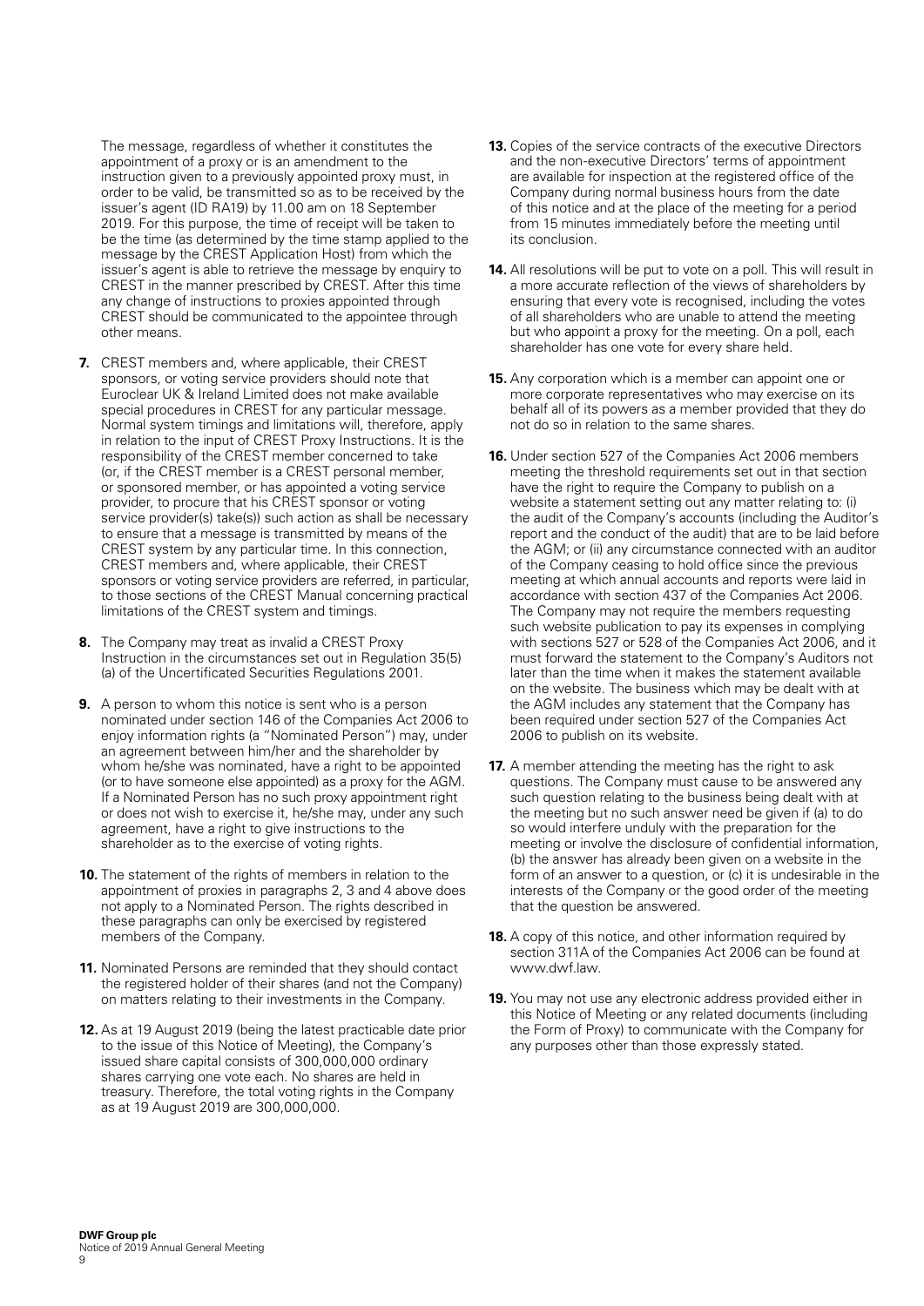The message, regardless of whether it constitutes the appointment of a proxy or is an amendment to the instruction given to a previously appointed proxy must, in order to be valid, be transmitted so as to be received by the issuer's agent (ID RA19) by 11.00 am on 18 September 2019. For this purpose, the time of receipt will be taken to be the time (as determined by the time stamp applied to the message by the CREST Application Host) from which the issuer's agent is able to retrieve the message by enquiry to CREST in the manner prescribed by CREST. After this time any change of instructions to proxies appointed through CREST should be communicated to the appointee through other means.

**7.** CREST members and, where applicable, their CREST sponsors, or voting service providers should note that Euroclear UK & Ireland Limited does not make available special procedures in CREST for any particular message. Normal system timings and limitations will, therefore, apply in relation to the input of CREST Proxy Instructions. It is the responsibility of the CREST member concerned to take (or, if the CREST member is a CREST personal member, or sponsored member, or has appointed a voting service provider, to procure that his CREST sponsor or voting service provider(s) take(s)) such action as shall be necessary to ensure that a message is transmitted by means of the CREST system by any particular time. In this connection, CREST members and, where applicable, their CREST sponsors or voting service providers are referred, in particular, to those sections of the CREST Manual concerning practical limitations of the CREST system and timings.

**8.** The Company may treat as invalid a CREST Proxy Instruction in the circumstances set out in Regulation 35(5) (a) of the Uncertificated Securities Regulations 2001.

**9.** A person to whom this notice is sent who is a person nominated under section 146 of the Companies Act 2006 to enjoy information rights (a "Nominated Person") may, under an agreement between him/her and the shareholder by whom he/she was nominated, have a right to be appointed (or to have someone else appointed) as a proxy for the AGM. If a Nominated Person has no such proxy appointment right or does not wish to exercise it, he/she may, under any such agreement, have a right to give instructions to the shareholder as to the exercise of voting rights.

**10.** The statement of the rights of members in relation to the appointment of proxies in paragraphs 2, 3 and 4 above does not apply to a Nominated Person. The rights described in these paragraphs can only be exercised by registered members of the Company.

**11.** Nominated Persons are reminded that they should contact the registered holder of their shares (and not the Company) on matters relating to their investments in the Company.

**12.** As at 19 August 2019 (being the latest practicable date prior to the issue of this Notice of Meeting), the Company's issued share capital consists of 300,000,000 ordinary shares carrying one vote each. No shares are held in treasury. Therefore, the total voting rights in the Company as at 19 August 2019 are 300,000,000.

**13.** Copies of the service contracts of the executive Directors and the non-executive Directors' terms of appointment are available for inspection at the registered office of the Company during normal business hours from the date of this notice and at the place of the meeting for a period from 15 minutes immediately before the meeting until its conclusion.

**14.** All resolutions will be put to vote on a poll. This will result in a more accurate reflection of the views of shareholders by ensuring that every vote is recognised, including the votes of all shareholders who are unable to attend the meeting but who appoint a proxy for the meeting. On a poll, each shareholder has one vote for every share held.

**15.** Any corporation which is a member can appoint one or more corporate representatives who may exercise on its behalf all of its powers as a member provided that they do not do so in relation to the same shares.

**16.** Under section 527 of the Companies Act 2006 members meeting the threshold requirements set out in that section have the right to require the Company to publish on a website a statement setting out any matter relating to: (i) the audit of the Company's accounts (including the Auditor's report and the conduct of the audit) that are to be laid before the AGM; or (ii) any circumstance connected with an auditor of the Company ceasing to hold office since the previous meeting at which annual accounts and reports were laid in accordance with section 437 of the Companies Act 2006. The Company may not require the members requesting such website publication to pay its expenses in complying with sections 527 or 528 of the Companies Act 2006, and it must forward the statement to the Company's Auditors not later than the time when it makes the statement available on the website. The business which may be dealt with at the AGM includes any statement that the Company has been required under section 527 of the Companies Act 2006 to publish on its website.

**17.** A member attending the meeting has the right to ask questions. The Company must cause to be answered any such question relating to the business being dealt with at the meeting but no such answer need be given if (a) to do so would interfere unduly with the preparation for the meeting or involve the disclosure of confidential information, (b) the answer has already been given on a website in the form of an answer to a question, or (c) it is undesirable in the interests of the Company or the good order of the meeting that the question be answered.

**18.** A copy of this notice, and other information required by section 311A of the Companies Act 2006 can be found at www.dwf.law.

**19.** You may not use any electronic address provided either in this Notice of Meeting or any related documents (including the Form of Proxy) to communicate with the Company for any purposes other than those expressly stated.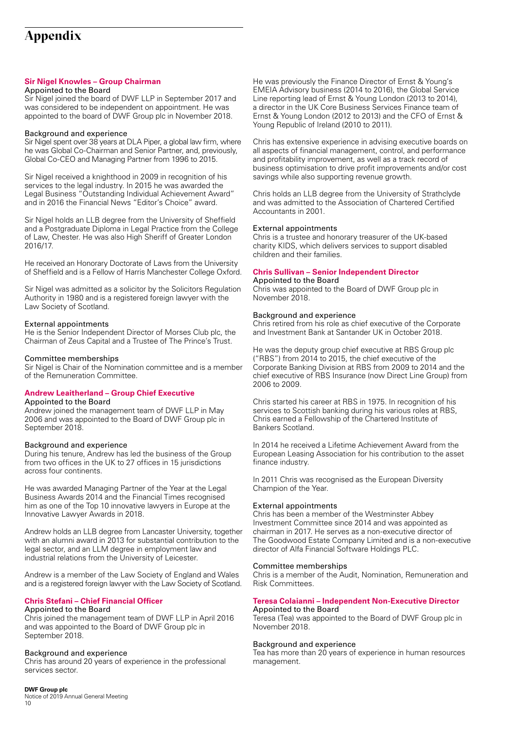# Appendix

### Sir Nigel Knowles – Group Chairman

#### Appointed to the Board

Sir Nigel joined the board of DWF LLP in September 2017 and was considered to be independent on appointment. He was appointed to the board of DWF Group plc in November 2018.

#### Background and experience

Sir Nigel spent over 38 years at DLA Piper, a global law firm, where he was Global Co-Chairman and Senior Partner, and, previously, Global Co-CEO and Managing Partner from 1996 to 2015.

Sir Nigel received a knighthood in 2009 in recognition of his services to the legal industry. In 2015 he was awarded the Legal Business "Outstanding Individual Achievement Award" and in 2016 the Financial News "Editor's Choice" award.

Sir Nigel holds an LLB degree from the University of Sheffield and a Postgraduate Diploma in Legal Practice from the College of Law, Chester. He was also High Sheriff of Greater London 2016/17.

He received an Honorary Doctorate of Laws from the University of Sheffield and is a Fellow of Harris Manchester College Oxford.

Sir Nigel was admitted as a solicitor by the Solicitors Regulation Authority in 1980 and is a registered foreign lawyer with the Law Society of Scotland.

#### External appointments

He is the Senior Independent Director of Morses Club plc, the Chairman of Zeus Capital and a Trustee of The Prince's Trust.

#### Committee memberships

Sir Nigel is Chair of the Nomination committee and is a member of the Remuneration Committee.

### Andrew Leaitherland – Group Chief Executive

#### Appointed to the Board

Andrew joined the management team of DWF LLP in May 2006 and was appointed to the Board of DWF Group plc in September 2018.

#### Background and experience

During his tenure, Andrew has led the business of the Group from two offices in the UK to 27 offices in 15 jurisdictions across four continents.

He was awarded Managing Partner of the Year at the Legal Business Awards 2014 and the Financial Times recognised him as one of the Top 10 innovative lawyers in Europe at the Innovative Lawyer Awards in 2018.

Andrew holds an LLB degree from Lancaster University, together with an alumni award in 2013 for substantial contribution to the legal sector, and an LLM degree in employment law and industrial relations from the University of Leicester.

Andrew is a member of the Law Society of England and Wales and is a registered foreign lawyer with the Law Society of Scotland.

### Chris Stefani – Chief Financial Officer

#### Appointed to the Board

Chris joined the management team of DWF LLP in April 2016 and was appointed to the Board of DWF Group plc in September 2018.

#### Background and experience

Chris has around 20 years of experience in the professional services sector.

He was previously the Finance Director of Ernst & Young's EMEIA Advisory business (2014 to 2016), the Global Service Line reporting lead of Ernst & Young London (2013 to 2014), a director in the UK Core Business Services Finance team of Ernst & Young London (2012 to 2013) and the CFO of Ernst & Young Republic of Ireland (2010 to 2011).

Chris has extensive experience in advising executive boards on all aspects of financial management, control, and performance and profitability improvement, as well as a track record of business optimisation to drive profit improvements and/or cost savings while also supporting revenue growth.

Chris holds an LLB degree from the University of Strathclyde and was admitted to the Association of Chartered Certified Accountants in 2001.

#### External appointments

Chris is a trustee and honorary treasurer of the UK-based charity KIDS, which delivers services to support disabled children and their families.

### Chris Sullivan – Senior Independent Director

#### Appointed to the Board

Chris was appointed to the Board of DWF Group plc in November 2018.

#### Background and experience

Chris retired from his role as chief executive of the Corporate and Investment Bank at Santander UK in October 2018.

He was the deputy group chief executive at RBS Group plc ("RBS") from 2014 to 2015, the chief executive of the Corporate Banking Division at RBS from 2009 to 2014 and the chief executive of RBS Insurance (now Direct Line Group) from 2006 to 2009.

Chris started his career at RBS in 1975. In recognition of his services to Scottish banking during his various roles at RBS, Chris earned a Fellowship of the Chartered Institute of Bankers Scotland.

In 2014 he received a Lifetime Achievement Award from the European Leasing Association for his contribution to the asset finance industry.

In 2011 Chris was recognised as the European Diversity Champion of the Year.

#### External appointments

Chris has been a member of the Westminster Abbey Investment Committee since 2014 and was appointed as chairman in 2017. He serves as a non-executive director of The Goodwood Estate Company Limited and is a non-executive director of Alfa Financial Software Holdings PLC.

#### Committee memberships

Chris is a member of the Audit, Nomination, Remuneration and Risk Committees.

### Teresa Colaianni – Independent Non-Executive Director

#### Appointed to the Board

Teresa (Tea) was appointed to the Board of DWF Group plc in November 2018.

#### Background and experience

Tea has more than 20 years of experience in human resources management.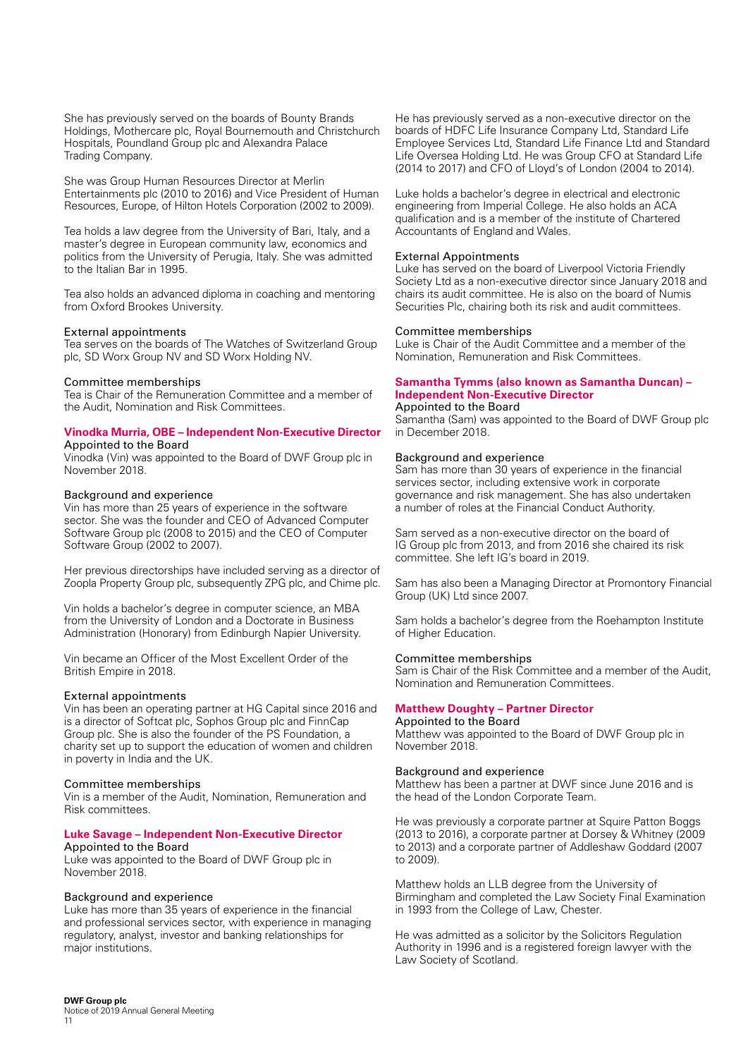She has previously served on the boards of Bounty Brands Holdings, Mothercare plc, Royal Bournemouth and Christchurch Hospitals, Poundland Group plc and Alexandra Palace Trading Company.

She was Group Human Resources Director at Merlin Entertainments plc (2010 to 2016) and Vice President of Human Resources, Europe, of Hilton Hotels Corporation (2002 to 2009).

Tea holds a law degree from the University of Bari, Italy, and a master's degree in European community law, economics and politics from the University of Perugia, Italy. She was admitted to the Italian Bar in 1995.

Tea also holds an advanced diploma in coaching and mentoring from Oxford Brookes University.

External appointments
Tea serves on the boards of The Watches of Switzerland Group plc, SD Worx Group NV and SD Worx Holding NV.

Committee memberships
Tea is Chair of the Remuneration Committee and a member of the Audit, Nomination and Risk Committees.

### Vinodka Murria, OBE – Independent Non-Executive Director

Appointed to the Board
Vinodka (Vin) was appointed to the Board of DWF Group plc in November 2018.

Background and experience
Vin has more than 25 years of experience in the software sector. She was the founder and CEO of Advanced Computer Software Group plc (2008 to 2015) and the CEO of Computer Software Group (2002 to 2007).

Her previous directorships have included serving as a director of Zoopla Property Group plc, subsequently ZPG plc, and Chime plc.

Vin holds a bachelor's degree in computer science, an MBA from the University of London and a Doctorate in Business Administration (Honorary) from Edinburgh Napier University.

Vin became an Officer of the Most Excellent Order of the British Empire in 2018.

External appointments
Vin has been an operating partner at HG Capital since 2016 and is a director of Softcat plc, Sophos Group plc and FinnCap Group plc. She is also the founder of the PS Foundation, a charity set up to support the education of women and children in poverty in India and the UK.

Committee memberships
Vin is a member of the Audit, Nomination, Remuneration and Risk committees.

### Luke Savage – Independent Non-Executive Director

Appointed to the Board
Luke was appointed to the Board of DWF Group plc in November 2018.

Background and experience
Luke has more than 35 years of experience in the financial and professional services sector, with experience in managing regulatory, analyst, investor and banking relationships for major institutions.

He has previously served as a non-executive director on the boards of HDFC Life Insurance Company Ltd, Standard Life Employee Services Ltd, Standard Life Finance Ltd and Standard Life Oversea Holding Ltd. He was Group CFO at Standard Life (2014 to 2017) and CFO of Lloyd's of London (2004 to 2014).

Luke holds a bachelor's degree in electrical and electronic engineering from Imperial College. He also holds an ACA qualification and is a member of the institute of Chartered Accountants of England and Wales.

External Appointments
Luke has served on the board of Liverpool Victoria Friendly Society Ltd as a non-executive director since January 2018 and chairs its audit committee. He is also on the board of Numis Securities Plc, chairing both its risk and audit committees.

Committee memberships
Luke is Chair of the Audit Committee and a member of the Nomination, Remuneration and Risk Committees.

### Samantha Tymms (also known as Samantha Duncan) – Independent Non-Executive Director

Appointed to the Board
Samantha (Sam) was appointed to the Board of DWF Group plc in December 2018.

Background and experience
Sam has more than 30 years of experience in the financial services sector, including extensive work in corporate governance and risk management. She has also undertaken a number of roles at the Financial Conduct Authority.

Sam served as a non-executive director on the board of IG Group plc from 2013, and from 2016 she chaired its risk committee. She left IG's board in 2019.

Sam has also been a Managing Director at Promontory Financial Group (UK) Ltd since 2007.

Sam holds a bachelor's degree from the Roehampton Institute of Higher Education.

Committee memberships
Sam is Chair of the Risk Committee and a member of the Audit, Nomination and Remuneration Committees.

### Matthew Doughty – Partner Director

Appointed to the Board
Matthew was appointed to the Board of DWF Group plc in November 2018.

Background and experience
Matthew has been a partner at DWF since June 2016 and is the head of the London Corporate Team.

He was previously a corporate partner at Squire Patton Boggs (2013 to 2016), a corporate partner at Dorsey & Whitney (2009 to 2013) and a corporate partner of Addleshaw Goddard (2007 to 2009).

Matthew holds an LLB degree from the University of Birmingham and completed the Law Society Final Examination in 1993 from the College of Law, Chester.

He was admitted as a solicitor by the Solicitors Regulation Authority in 1996 and is a registered foreign lawyer with the Law Society of Scotland.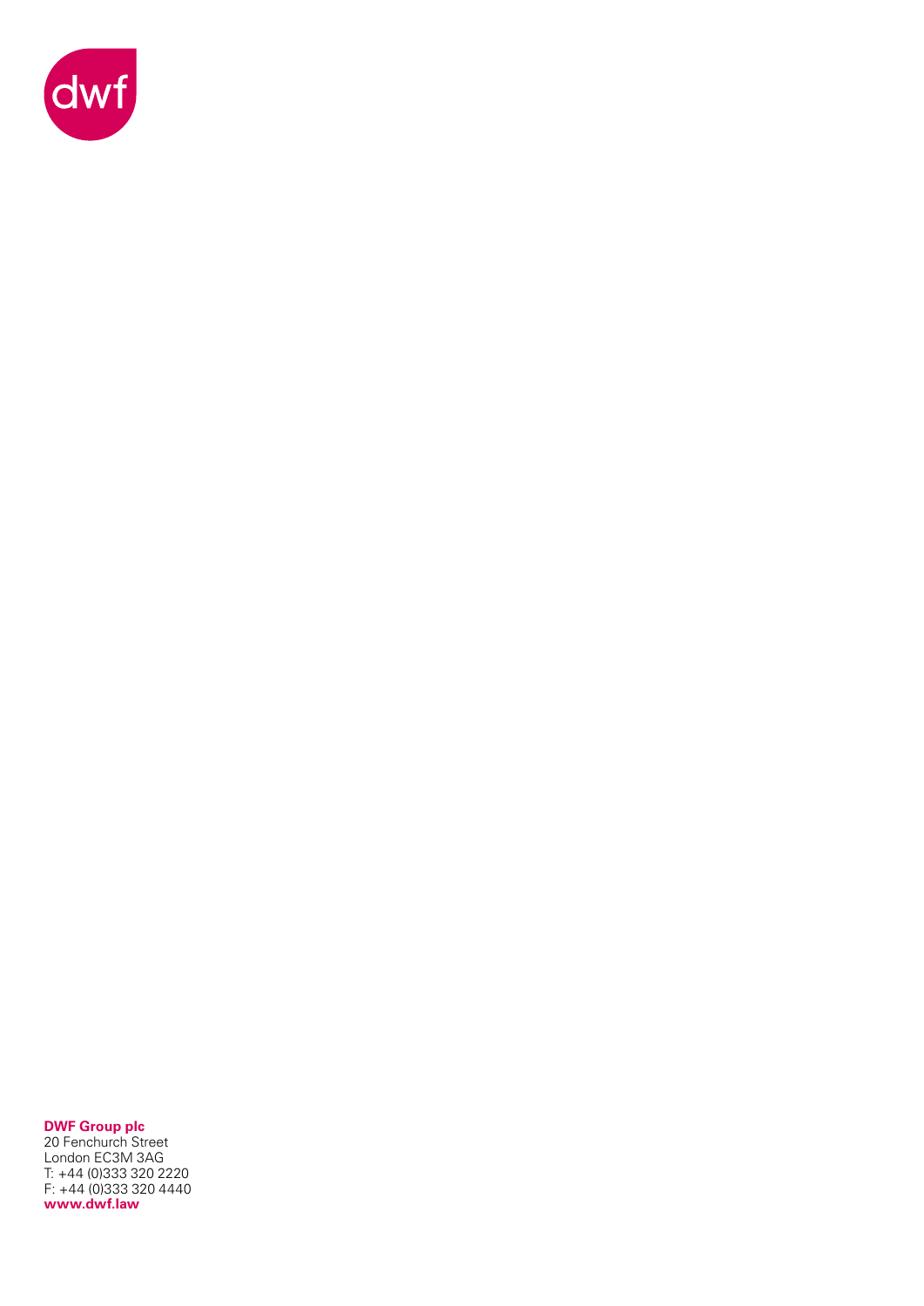dwf

**DWF Group plc**
20 Fenchurch Street
London EC3M 3AG
T: +44 (0)333 320 2220
F: +44 (0)333 320 4440
**www.dwf.law**